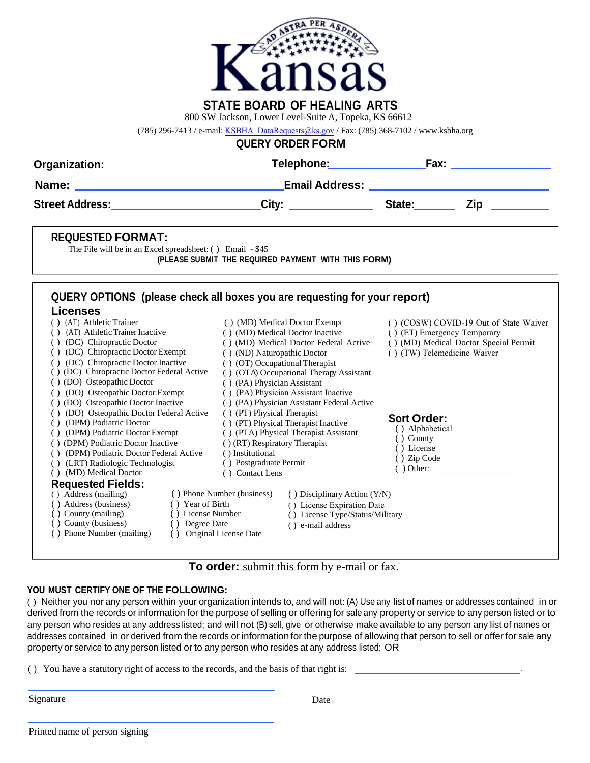Kansas

AD ASTRA PER ASPERA

# STATE BOARD OF HEALING ARTS

800 SW Jackson, Lower Level-Suite A, Topeka, KS 66612

(785) 296-7413 / e-mail: KSBHA_DataRequests@ks.gov / Fax: (785) 368-7102 / www.ksbha.org

## QUERY ORDER FORM

**Organization:** **Telephone:**\_\_\_\_\_\_\_\_\_\_\_\_\_\_\_\_ **Fax:** \_\_\_\_\_\_\_\_\_\_\_\_\_\_\_\_

**Name:** \_\_\_\_\_\_\_\_\_\_\_\_\_\_\_\_\_\_\_\_\_\_\_\_\_\_\_\_\_\_ **Email Address:** \_\_\_\_\_\_\_\_\_\_\_\_\_\_\_\_\_\_\_\_\_\_\_\_\_\_\_\_

**Street Address:**\_\_\_\_\_\_\_\_\_\_\_\_\_\_\_\_\_\_\_\_\_\_\_\_ **City:** \_\_\_\_\_\_\_\_\_\_\_\_ **State:**\_\_\_\_\_\_ **Zip** \_\_\_\_\_\_\_\_

### REQUESTED FORMAT:

The File will be in an Excel spreadsheet: ( ) Email - $45

**(PLEASE SUBMIT THE REQUIRED PAYMENT WITH THIS FORM)**

### QUERY OPTIONS (please check all boxes you are requesting for your report)

#### Licenses

- ( ) (AT) Athletic Trainer
- ( ) (AT) Athletic Trainer Inactive
- ( ) (DC) Chiropractic Doctor
- ( ) (DC) Chiropractic Doctor Exempt
- ( ) (DC) Chiropractic Doctor Inactive
- ( ) (DC) Chiropractic Doctor Federal Active
- ( ) (DO) Osteopathic Doctor
- ( ) (DO) Osteopathic Doctor Exempt
- ( ) (DO) Osteopathic Doctor Inactive
- ( ) (DO) Osteopathic Doctor Federal Active
- ( ) (DPM) Podiatric Doctor
- ( ) (DPM) Podiatric Doctor Exempt
- ( ) (DPM) Podiatric Doctor Inactive
- ( ) (DPM) Podiatric Doctor Federal Active
- ( ) (LRT) Radiologic Technologist
- ( ) (MD) Medical Doctor
- ( ) (MD) Medical Doctor Exempt
- ( ) (MD) Medical Doctor Inactive
- ( ) (MD) Medical Doctor Federal Active
- ( ) (ND) Naturopathic Doctor
- ( ) (OT) Occupational Therapist
- ( ) (OTA) Occupational Therapy Assistant
- ( ) (PA) Physician Assistant
- ( ) (PA) Physician Assistant Inactive
- ( ) (PA) Physician Assistant Federal Active
- ( ) (PT) Physical Therapist
- ( ) (PT) Physical Therapist Inactive
- ( ) (PTA) Physical Therapist Assistant
- ( ) (RT) Respiratory Therapist
- ( ) Institutional
- ( ) Postgraduate Permit
- ( ) Contact Lens
- ( ) (COSW) COVID-19 Out of State Waiver
- ( ) (ET) Emergency Temporary
- ( ) (MD) Medical Doctor Special Permit
- ( ) (TW) Telemedicine Waiver

#### Sort Order:

- ( ) Alphabetical
- ( ) County
- ( ) License
- ( ) Zip Code
- ( ) Other: \_\_\_\_\_\_\_\_\_\_\_\_\_\_\_\_

#### Requested Fields:

- ( ) Address (mailing)
- ( ) Address (business)
- ( ) County (mailing)
- ( ) County (business)
- ( ) Phone Number (mailing)
- ( ) Phone Number (business)
- ( ) Year of Birth
- ( ) License Number
- ( ) Degree Date
- ( ) Original License Date
- ( ) Disciplinary Action (Y/N)
- ( ) License Expiration Date
- ( ) License Type/Status/Military
- ( ) e-mail address

**To order:** submit this form by e-mail or fax.

**YOU MUST CERTIFY ONE OF THE FOLLOWING:**

( ) Neither you nor any person within your organization intends to, and will not: (A) Use any list of names or addresses contained in or derived from the records or information for the purpose of selling or offering for sale any property or service to any person listed or to any person who resides at any address listed; and will not (B) sell, give or otherwise make available to any person any list of names or addresses contained in or derived from the records or information for the purpose of allowing that person to sell or offer for sale any property or service to any person listed or to any person who resides at any address listed; OR

( ) You have a statutory right of access to the records, and the basis of that right is: \_\_\_\_\_\_\_\_\_\_\_\_\_\_\_\_\_\_\_\_\_\_\_\_\_\_\_\_.

\_\_\_\_\_\_\_\_\_\_\_\_\_\_\_\_\_\_\_\_\_\_\_\_\_\_\_\_\_\_ \_\_\_\_\_\_\_\_\_\_\_\_\_\_\_\_

Signature Date

\_\_\_\_\_\_\_\_\_\_\_\_\_\_\_\_\_\_\_\_\_\_\_\_\_\_\_\_\_\_

Printed name of person signing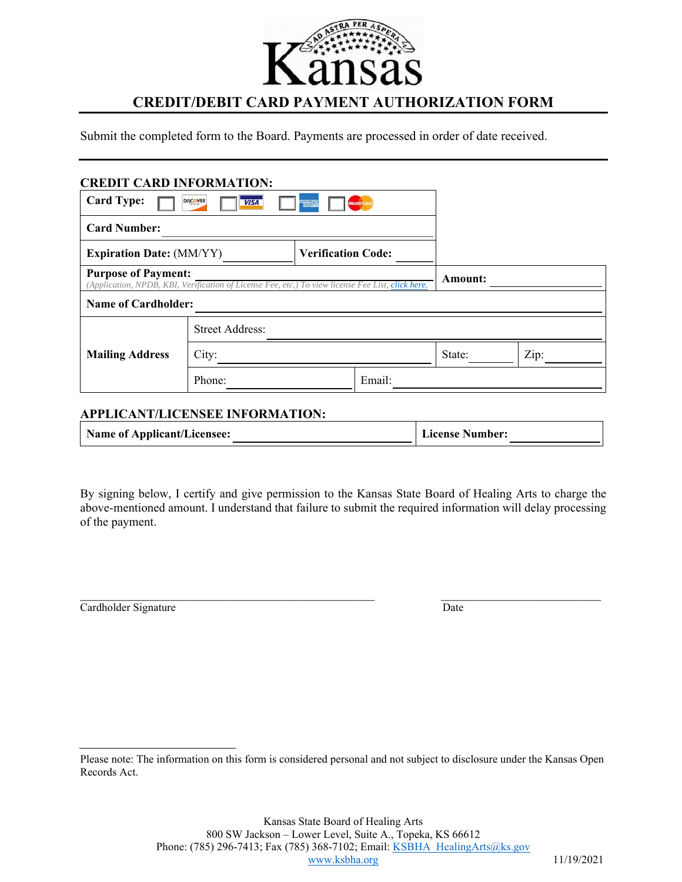Kansas

# CREDIT/DEBIT CARD PAYMENT AUTHORIZATION FORM

Submit the completed form to the Board. Payments are processed in order of date received.

**CREDIT CARD INFORMATION:**

| | | | | |
|---|---|---|---|---|
| **Card Type:** ☐ DISCOVER ☐ VISA ☐ AMERICAN EXPRESS ☐ MasterCard | | | | |
| **Card Number:** | | | | |
| **Expiration Date:** (MM/YY) | **Verification Code:** | | | |
| **Purpose of Payment:** *(Application, NPDB, KBI, Verification of License Fee, etc.) To view license Fee List, click here.* | | **Amount:** | | |
| **Name of Cardholder:** | | | | |
| **Mailing Address** | Street Address: | | | |
| | City: | | State: | Zip: |
| | Phone: | Email: | | |

**APPLICANT/LICENSEE INFORMATION:**

| | |
|---|---|
| **Name of Applicant/Licensee:** | **License Number:** |

By signing below, I certify and give permission to the Kansas State Board of Healing Arts to charge the above-mentioned amount. I understand that failure to submit the required information will delay processing of the payment.

_____________________________________________ ___________________________

Cardholder Signature Date

Please note: The information on this form is considered personal and not subject to disclosure under the Kansas Open Records Act.

Kansas State Board of Healing Arts
800 SW Jackson – Lower Level, Suite A., Topeka, KS 66612
Phone: (785) 296-7413; Fax (785) 368-7102; Email: KSBHA_HealingArts@ks.gov
www.ksbha.org

11/19/2021